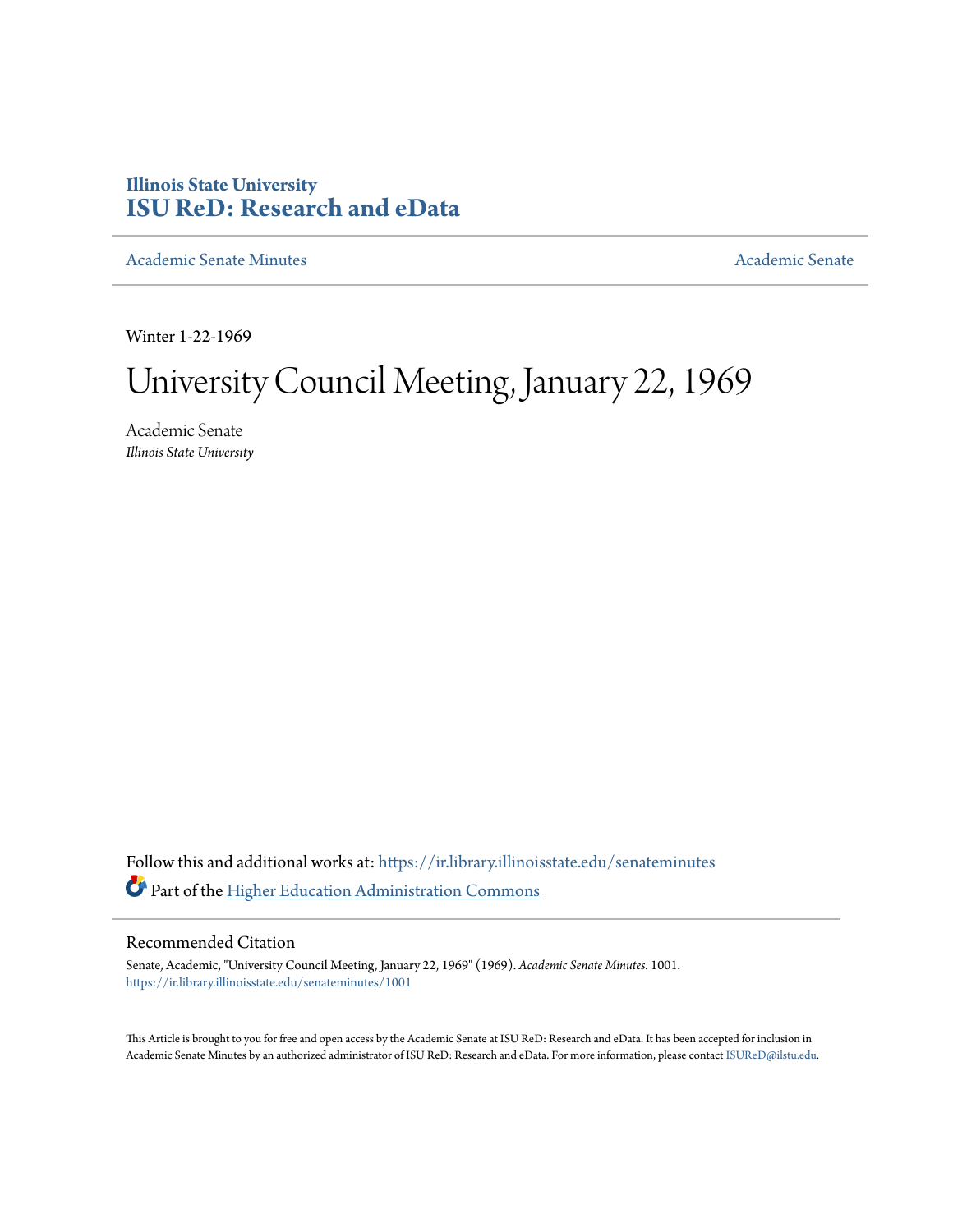**Illinois State University**
**ISU ReD: Research and eData**

Academic Senate Minutes | Academic Senate

Winter 1-22-1969

# University Council Meeting, January 22, 1969

Academic Senate
*Illinois State University*

Follow this and additional works at: https://ir.library.illinoisstate.edu/senateminutes

Part of the Higher Education Administration Commons

## Recommended Citation

Senate, Academic, "University Council Meeting, January 22, 1969" (1969). *Academic Senate Minutes*. 1001.
https://ir.library.illinoisstate.edu/senateminutes/1001

This Article is brought to you for free and open access by the Academic Senate at ISU ReD: Research and eData. It has been accepted for inclusion in Academic Senate Minutes by an authorized administrator of ISU ReD: Research and eData. For more information, please contact ISUReD@ilstu.edu.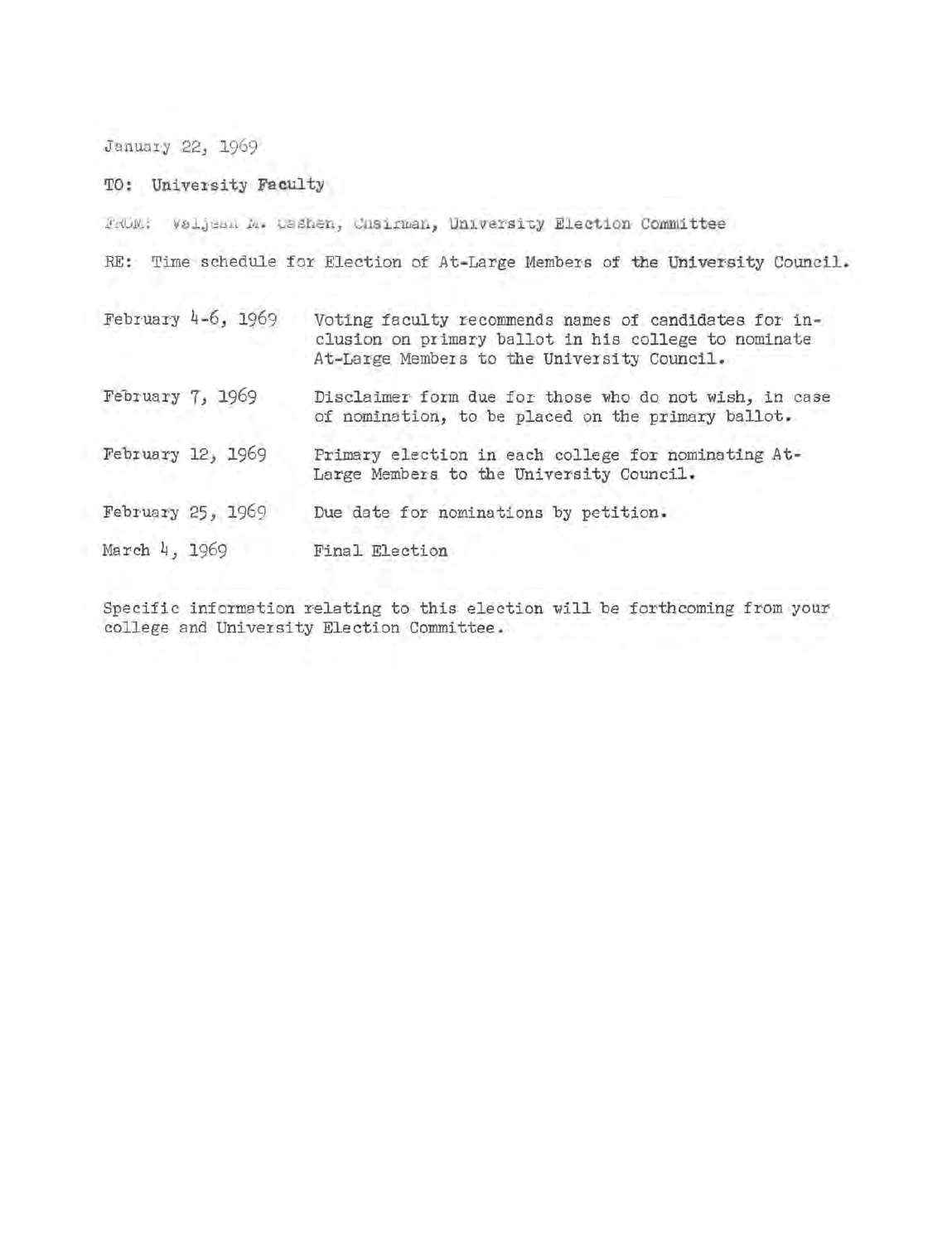January 22, 1969

TO: University Faculty

FROM: Valjean M. Cashen, Chairman, University Election Committee

RE: Time schedule for Election of At-Large Members of the University Council.

| | |
|---|---|
| February 4-6, 1969 | Voting faculty recommends names of candidates for inclusion on primary ballot in his college to nominate At-Large Members to the University Council. |
| February 7, 1969 | Disclaimer form due for those who do not wish, in case of nomination, to be placed on the primary ballot. |
| February 12, 1969 | Primary election in each college for nominating At-Large Members to the University Council. |
| February 25, 1969 | Due date for nominations by petition. |
| March 4, 1969 | Final Election |

Specific information relating to this election will be forthcoming from your college and University Election Committee.